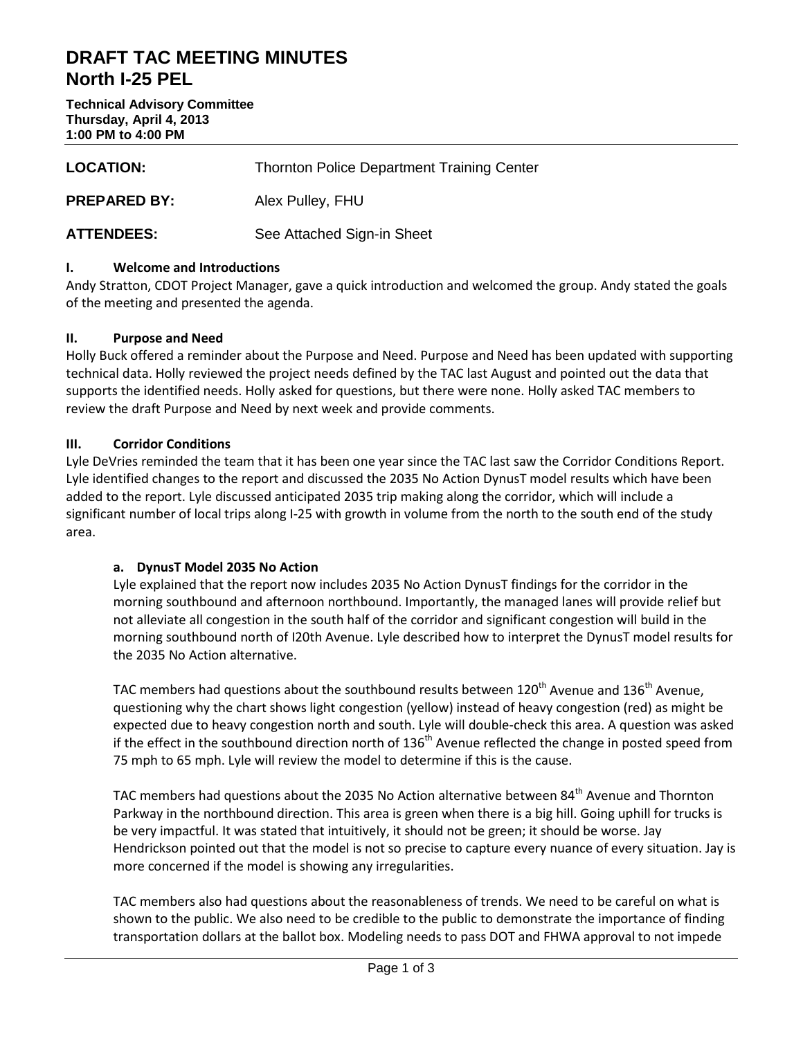# DRAFT TAC MEETING MINUTES
# North I-25 PEL

**Technical Advisory Committee**
**Thursday, April 4, 2013**
**1:00 PM to 4:00 PM**

**LOCATION:** Thornton Police Department Training Center

**PREPARED BY:** Alex Pulley, FHU

**ATTENDEES:** See Attached Sign-in Sheet

## I. Welcome and Introductions

Andy Stratton, CDOT Project Manager, gave a quick introduction and welcomed the group. Andy stated the goals of the meeting and presented the agenda.

## II. Purpose and Need

Holly Buck offered a reminder about the Purpose and Need. Purpose and Need has been updated with supporting technical data. Holly reviewed the project needs defined by the TAC last August and pointed out the data that supports the identified needs. Holly asked for questions, but there were none. Holly asked TAC members to review the draft Purpose and Need by next week and provide comments.

## III. Corridor Conditions

Lyle DeVries reminded the team that it has been one year since the TAC last saw the Corridor Conditions Report. Lyle identified changes to the report and discussed the 2035 No Action DynusT model results which have been added to the report. Lyle discussed anticipated 2035 trip making along the corridor, which will include a significant number of local trips along I-25 with growth in volume from the north to the south end of the study area.

### a. DynusT Model 2035 No Action

Lyle explained that the report now includes 2035 No Action DynusT findings for the corridor in the morning southbound and afternoon northbound. Importantly, the managed lanes will provide relief but not alleviate all congestion in the south half of the corridor and significant congestion will build in the morning southbound north of I20th Avenue. Lyle described how to interpret the DynusT model results for the 2035 No Action alternative.

TAC members had questions about the southbound results between 120th Avenue and 136th Avenue, questioning why the chart shows light congestion (yellow) instead of heavy congestion (red) as might be expected due to heavy congestion north and south. Lyle will double-check this area. A question was asked if the effect in the southbound direction north of 136th Avenue reflected the change in posted speed from 75 mph to 65 mph. Lyle will review the model to determine if this is the cause.

TAC members had questions about the 2035 No Action alternative between 84th Avenue and Thornton Parkway in the northbound direction. This area is green when there is a big hill. Going uphill for trucks is be very impactful. It was stated that intuitively, it should not be green; it should be worse. Jay Hendrickson pointed out that the model is not so precise to capture every nuance of every situation. Jay is more concerned if the model is showing any irregularities.

TAC members also had questions about the reasonableness of trends. We need to be careful on what is shown to the public. We also need to be credible to the public to demonstrate the importance of finding transportation dollars at the ballot box. Modeling needs to pass DOT and FHWA approval to not impede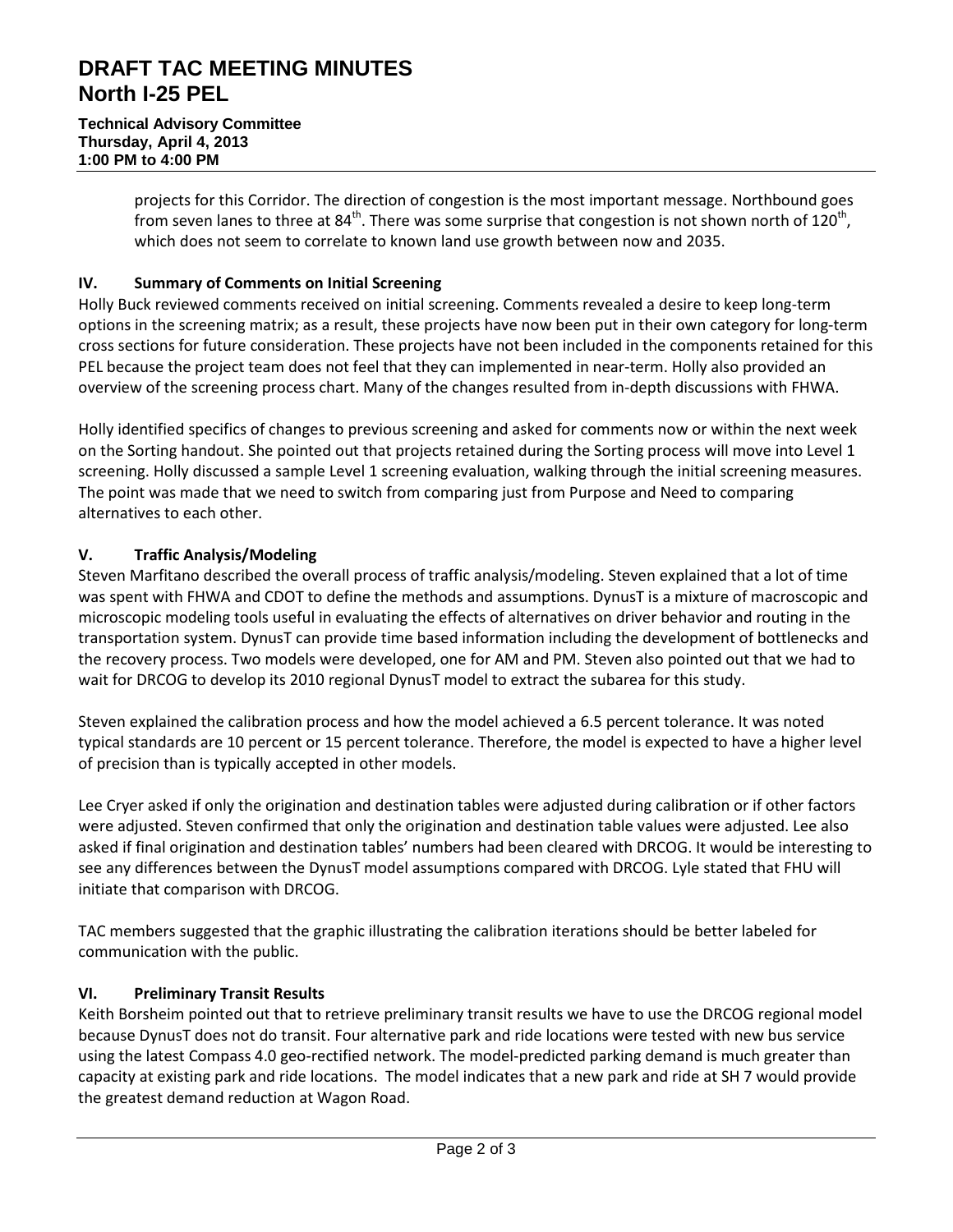projects for this Corridor. The direction of congestion is the most important message. Northbound goes from seven lanes to three at 84th. There was some surprise that congestion is not shown north of 120th, which does not seem to correlate to known land use growth between now and 2035.

## IV. Summary of Comments on Initial Screening

Holly Buck reviewed comments received on initial screening. Comments revealed a desire to keep long-term options in the screening matrix; as a result, these projects have now been put in their own category for long-term cross sections for future consideration. These projects have not been included in the components retained for this PEL because the project team does not feel that they can implemented in near-term. Holly also provided an overview of the screening process chart. Many of the changes resulted from in-depth discussions with FHWA.

Holly identified specifics of changes to previous screening and asked for comments now or within the next week on the Sorting handout. She pointed out that projects retained during the Sorting process will move into Level 1 screening. Holly discussed a sample Level 1 screening evaluation, walking through the initial screening measures. The point was made that we need to switch from comparing just from Purpose and Need to comparing alternatives to each other.

## V. Traffic Analysis/Modeling

Steven Marfitano described the overall process of traffic analysis/modeling. Steven explained that a lot of time was spent with FHWA and CDOT to define the methods and assumptions. DynusT is a mixture of macroscopic and microscopic modeling tools useful in evaluating the effects of alternatives on driver behavior and routing in the transportation system. DynusT can provide time based information including the development of bottlenecks and the recovery process. Two models were developed, one for AM and PM. Steven also pointed out that we had to wait for DRCOG to develop its 2010 regional DynusT model to extract the subarea for this study.

Steven explained the calibration process and how the model achieved a 6.5 percent tolerance. It was noted typical standards are 10 percent or 15 percent tolerance. Therefore, the model is expected to have a higher level of precision than is typically accepted in other models.

Lee Cryer asked if only the origination and destination tables were adjusted during calibration or if other factors were adjusted. Steven confirmed that only the origination and destination table values were adjusted. Lee also asked if final origination and destination tables' numbers had been cleared with DRCOG. It would be interesting to see any differences between the DynusT model assumptions compared with DRCOG. Lyle stated that FHU will initiate that comparison with DRCOG.

TAC members suggested that the graphic illustrating the calibration iterations should be better labeled for communication with the public.

## VI. Preliminary Transit Results

Keith Borsheim pointed out that to retrieve preliminary transit results we have to use the DRCOG regional model because DynusT does not do transit. Four alternative park and ride locations were tested with new bus service using the latest Compass 4.0 geo-rectified network. The model-predicted parking demand is much greater than capacity at existing park and ride locations. The model indicates that a new park and ride at SH 7 would provide the greatest demand reduction at Wagon Road.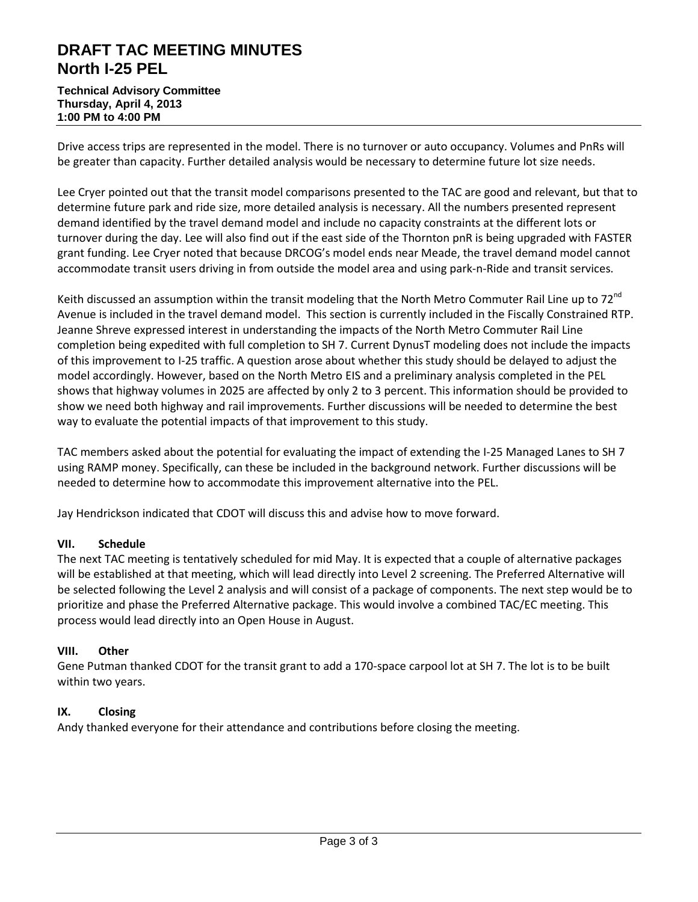Drive access trips are represented in the model. There is no turnover or auto occupancy. Volumes and PnRs will be greater than capacity. Further detailed analysis would be necessary to determine future lot size needs.

Lee Cryer pointed out that the transit model comparisons presented to the TAC are good and relevant, but that to determine future park and ride size, more detailed analysis is necessary. All the numbers presented represent demand identified by the travel demand model and include no capacity constraints at the different lots or turnover during the day. Lee will also find out if the east side of the Thornton pnR is being upgraded with FASTER grant funding. Lee Cryer noted that because DRCOG's model ends near Meade, the travel demand model cannot accommodate transit users driving in from outside the model area and using park-n-Ride and transit services.

Keith discussed an assumption within the transit modeling that the North Metro Commuter Rail Line up to 72nd Avenue is included in the travel demand model. This section is currently included in the Fiscally Constrained RTP. Jeanne Shreve expressed interest in understanding the impacts of the North Metro Commuter Rail Line completion being expedited with full completion to SH 7. Current DynusT modeling does not include the impacts of this improvement to I-25 traffic. A question arose about whether this study should be delayed to adjust the model accordingly. However, based on the North Metro EIS and a preliminary analysis completed in the PEL shows that highway volumes in 2025 are affected by only 2 to 3 percent. This information should be provided to show we need both highway and rail improvements. Further discussions will be needed to determine the best way to evaluate the potential impacts of that improvement to this study.

TAC members asked about the potential for evaluating the impact of extending the I-25 Managed Lanes to SH 7 using RAMP money. Specifically, can these be included in the background network. Further discussions will be needed to determine how to accommodate this improvement alternative into the PEL.

Jay Hendrickson indicated that CDOT will discuss this and advise how to move forward.

### VII. Schedule

The next TAC meeting is tentatively scheduled for mid May. It is expected that a couple of alternative packages will be established at that meeting, which will lead directly into Level 2 screening. The Preferred Alternative will be selected following the Level 2 analysis and will consist of a package of components. The next step would be to prioritize and phase the Preferred Alternative package. This would involve a combined TAC/EC meeting. This process would lead directly into an Open House in August.

### VIII. Other

Gene Putman thanked CDOT for the transit grant to add a 170-space carpool lot at SH 7. The lot is to be built within two years.

### IX. Closing

Andy thanked everyone for their attendance and contributions before closing the meeting.